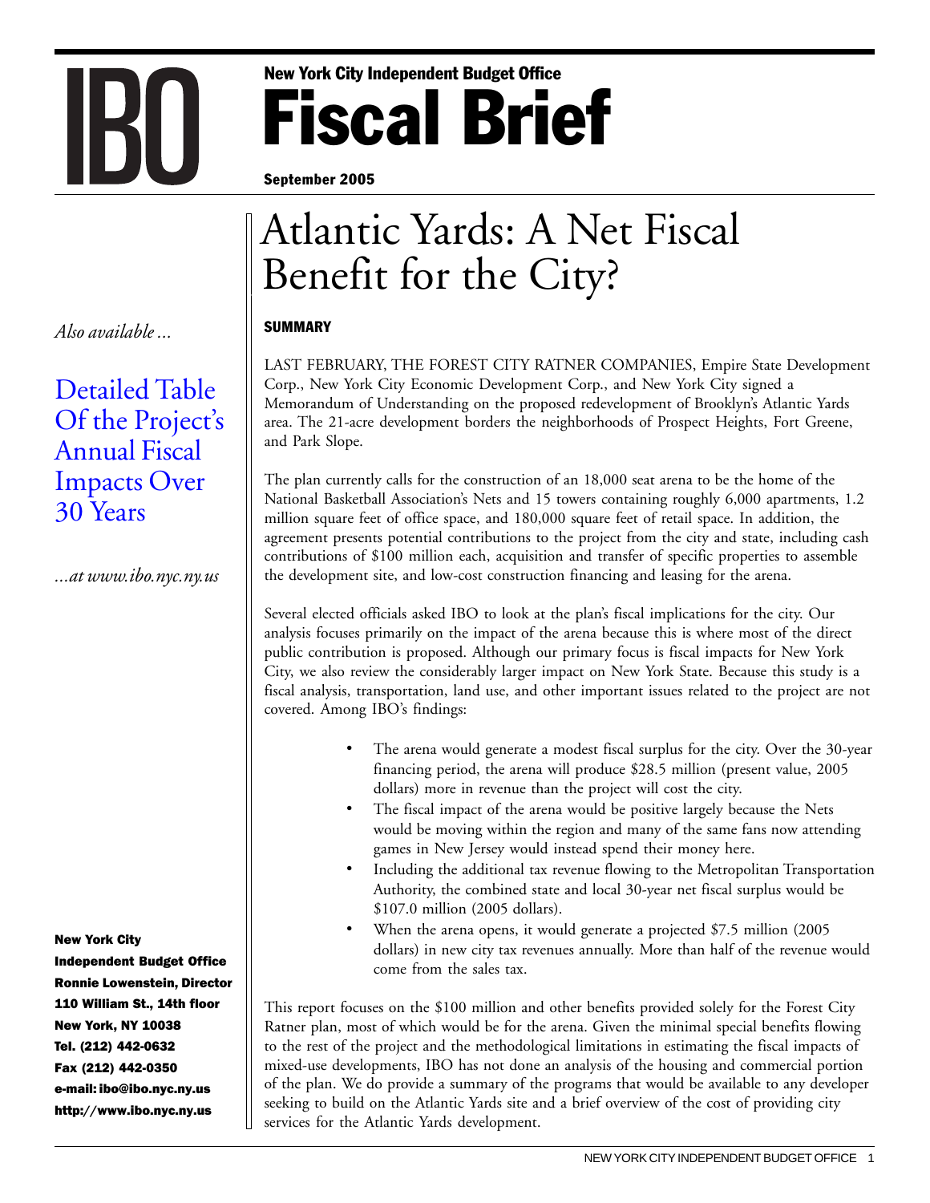IBO

New York City Independent Budget Office

# Fiscal Brief

September 2005

# Atlantic Yards: A Net Fiscal Benefit for the City?

## SUMMARY

LAST FEBRUARY, THE FOREST CITY RATNER COMPANIES, Empire State Development Corp., New York City Economic Development Corp., and New York City signed a Memorandum of Understanding on the proposed redevelopment of Brooklyn's Atlantic Yards area. The 21-acre development borders the neighborhoods of Prospect Heights, Fort Greene, and Park Slope.

The plan currently calls for the construction of an 18,000 seat arena to be the home of the National Basketball Association's Nets and 15 towers containing roughly 6,000 apartments, 1.2 million square feet of office space, and 180,000 square feet of retail space. In addition, the agreement presents potential contributions to the project from the city and state, including cash contributions of $100 million each, acquisition and transfer of specific properties to assemble the development site, and low-cost construction financing and leasing for the arena.

Several elected officials asked IBO to look at the plan's fiscal implications for the city. Our analysis focuses primarily on the impact of the arena because this is where most of the direct public contribution is proposed. Although our primary focus is fiscal impacts for New York City, we also review the considerably larger impact on New York State. Because this study is a fiscal analysis, transportation, land use, and other important issues related to the project are not covered. Among IBO's findings:

- The arena would generate a modest fiscal surplus for the city. Over the 30-year financing period, the arena will produce $28.5 million (present value, 2005 dollars) more in revenue than the project will cost the city.
- The fiscal impact of the arena would be positive largely because the Nets would be moving within the region and many of the same fans now attending games in New Jersey would instead spend their money here.
- Including the additional tax revenue flowing to the Metropolitan Transportation Authority, the combined state and local 30-year net fiscal surplus would be $107.0 million (2005 dollars).
- When the arena opens, it would generate a projected $7.5 million (2005 dollars) in new city tax revenues annually. More than half of the revenue would come from the sales tax.

This report focuses on the $100 million and other benefits provided solely for the Forest City Ratner plan, most of which would be for the arena. Given the minimal special benefits flowing to the rest of the project and the methodological limitations in estimating the fiscal impacts of mixed-use developments, IBO has not done an analysis of the housing and commercial portion of the plan. We do provide a summary of the programs that would be available to any developer seeking to build on the Atlantic Yards site and a brief overview of the cost of providing city services for the Atlantic Yards development.

*Also available ...*

Detailed Table Of the Project's Annual Fiscal Impacts Over 30 Years

*...at www.ibo.nyc.ny.us*

**New York City**
**Independent Budget Office**
**Ronnie Lowenstein, Director**
**110 William St., 14th floor**
**New York, NY 10038**
**Tel. (212) 442-0632**
**Fax (212) 442-0350**
**e-mail: ibo@ibo.nyc.ny.us**
**http://www.ibo.nyc.ny.us**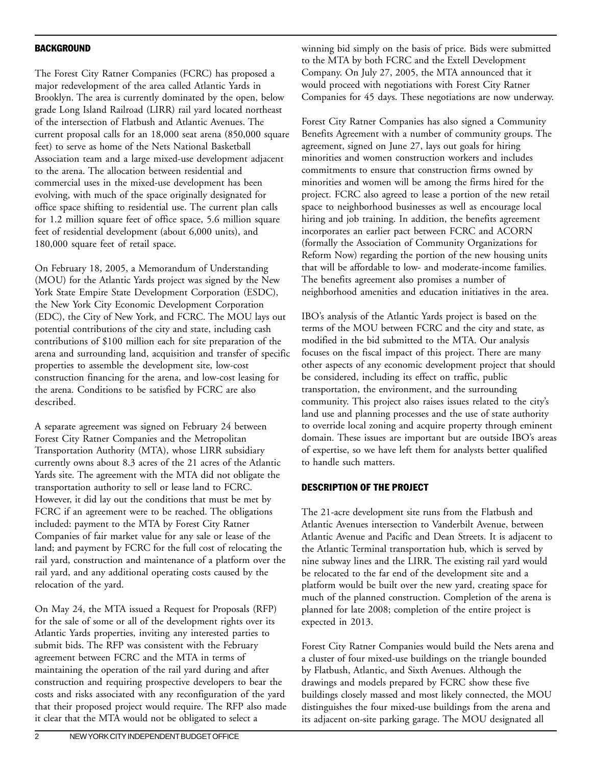## BACKGROUND

The Forest City Ratner Companies (FCRC) has proposed a major redevelopment of the area called Atlantic Yards in Brooklyn. The area is currently dominated by the open, below grade Long Island Railroad (LIRR) rail yard located northeast of the intersection of Flatbush and Atlantic Avenues. The current proposal calls for an 18,000 seat arena (850,000 square feet) to serve as home of the Nets National Basketball Association team and a large mixed-use development adjacent to the arena. The allocation between residential and commercial uses in the mixed-use development has been evolving, with much of the space originally designated for office space shifting to residential use. The current plan calls for 1.2 million square feet of office space, 5.6 million square feet of residential development (about 6,000 units), and 180,000 square feet of retail space.

On February 18, 2005, a Memorandum of Understanding (MOU) for the Atlantic Yards project was signed by the New York State Empire State Development Corporation (ESDC), the New York City Economic Development Corporation (EDC), the City of New York, and FCRC. The MOU lays out potential contributions of the city and state, including cash contributions of $100 million each for site preparation of the arena and surrounding land, acquisition and transfer of specific properties to assemble the development site, low-cost construction financing for the arena, and low-cost leasing for the arena. Conditions to be satisfied by FCRC are also described.

A separate agreement was signed on February 24 between Forest City Ratner Companies and the Metropolitan Transportation Authority (MTA), whose LIRR subsidiary currently owns about 8.3 acres of the 21 acres of the Atlantic Yards site. The agreement with the MTA did not obligate the transportation authority to sell or lease land to FCRC. However, it did lay out the conditions that must be met by FCRC if an agreement were to be reached. The obligations included: payment to the MTA by Forest City Ratner Companies of fair market value for any sale or lease of the land; and payment by FCRC for the full cost of relocating the rail yard, construction and maintenance of a platform over the rail yard, and any additional operating costs caused by the relocation of the yard.

On May 24, the MTA issued a Request for Proposals (RFP) for the sale of some or all of the development rights over its Atlantic Yards properties, inviting any interested parties to submit bids. The RFP was consistent with the February agreement between FCRC and the MTA in terms of maintaining the operation of the rail yard during and after construction and requiring prospective developers to bear the costs and risks associated with any reconfiguration of the yard that their proposed project would require. The RFP also made it clear that the MTA would not be obligated to select a winning bid simply on the basis of price. Bids were submitted to the MTA by both FCRC and the Extell Development Company. On July 27, 2005, the MTA announced that it would proceed with negotiations with Forest City Ratner Companies for 45 days. These negotiations are now underway.

Forest City Ratner Companies has also signed a Community Benefits Agreement with a number of community groups. The agreement, signed on June 27, lays out goals for hiring minorities and women construction workers and includes commitments to ensure that construction firms owned by minorities and women will be among the firms hired for the project. FCRC also agreed to lease a portion of the new retail space to neighborhood businesses as well as encourage local hiring and job training. In addition, the benefits agreement incorporates an earlier pact between FCRC and ACORN (formally the Association of Community Organizations for Reform Now) regarding the portion of the new housing units that will be affordable to low- and moderate-income families. The benefits agreement also promises a number of neighborhood amenities and education initiatives in the area.

IBO's analysis of the Atlantic Yards project is based on the terms of the MOU between FCRC and the city and state, as modified in the bid submitted to the MTA. Our analysis focuses on the fiscal impact of this project. There are many other aspects of any economic development project that should be considered, including its effect on traffic, public transportation, the environment, and the surrounding community. This project also raises issues related to the city's land use and planning processes and the use of state authority to override local zoning and acquire property through eminent domain. These issues are important but are outside IBO's areas of expertise, so we have left them for analysts better qualified to handle such matters.

## DESCRIPTION OF THE PROJECT

The 21-acre development site runs from the Flatbush and Atlantic Avenues intersection to Vanderbilt Avenue, between Atlantic Avenue and Pacific and Dean Streets. It is adjacent to the Atlantic Terminal transportation hub, which is served by nine subway lines and the LIRR. The existing rail yard would be relocated to the far end of the development site and a platform would be built over the new yard, creating space for much of the planned construction. Completion of the arena is planned for late 2008; completion of the entire project is expected in 2013.

Forest City Ratner Companies would build the Nets arena and a cluster of four mixed-use buildings on the triangle bounded by Flatbush, Atlantic, and Sixth Avenues. Although the drawings and models prepared by FCRC show these five buildings closely massed and most likely connected, the MOU distinguishes the four mixed-use buildings from the arena and its adjacent on-site parking garage. The MOU designated all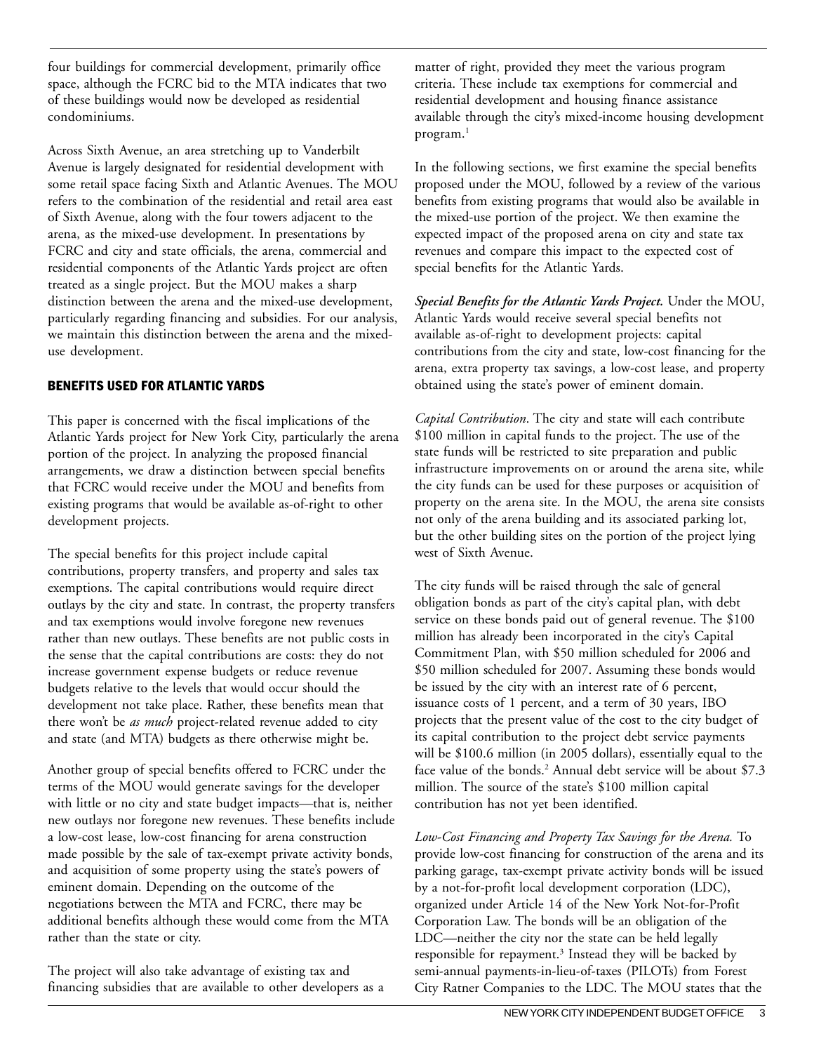four buildings for commercial development, primarily office space, although the FCRC bid to the MTA indicates that two of these buildings would now be developed as residential condominiums.

Across Sixth Avenue, an area stretching up to Vanderbilt Avenue is largely designated for residential development with some retail space facing Sixth and Atlantic Avenues. The MOU refers to the combination of the residential and retail area east of Sixth Avenue, along with the four towers adjacent to the arena, as the mixed-use development. In presentations by FCRC and city and state officials, the arena, commercial and residential components of the Atlantic Yards project are often treated as a single project. But the MOU makes a sharp distinction between the arena and the mixed-use development, particularly regarding financing and subsidies. For our analysis, we maintain this distinction between the arena and the mixed-use development.

## BENEFITS USED FOR ATLANTIC YARDS

This paper is concerned with the fiscal implications of the Atlantic Yards project for New York City, particularly the arena portion of the project. In analyzing the proposed financial arrangements, we draw a distinction between special benefits that FCRC would receive under the MOU and benefits from existing programs that would be available as-of-right to other development projects.

The special benefits for this project include capital contributions, property transfers, and property and sales tax exemptions. The capital contributions would require direct outlays by the city and state. In contrast, the property transfers and tax exemptions would involve foregone new revenues rather than new outlays. These benefits are not public costs in the sense that the capital contributions are costs: they do not increase government expense budgets or reduce revenue budgets relative to the levels that would occur should the development not take place. Rather, these benefits mean that there won't be *as much* project-related revenue added to city and state (and MTA) budgets as there otherwise might be.

Another group of special benefits offered to FCRC under the terms of the MOU would generate savings for the developer with little or no city and state budget impacts—that is, neither new outlays nor foregone new revenues. These benefits include a low-cost lease, low-cost financing for arena construction made possible by the sale of tax-exempt private activity bonds, and acquisition of some property using the state's powers of eminent domain. Depending on the outcome of the negotiations between the MTA and FCRC, there may be additional benefits although these would come from the MTA rather than the state or city.

The project will also take advantage of existing tax and financing subsidies that are available to other developers as a matter of right, provided they meet the various program criteria. These include tax exemptions for commercial and residential development and housing finance assistance available through the city's mixed-income housing development program.[1]

In the following sections, we first examine the special benefits proposed under the MOU, followed by a review of the various benefits from existing programs that would also be available in the mixed-use portion of the project. We then examine the expected impact of the proposed arena on city and state tax revenues and compare this impact to the expected cost of special benefits for the Atlantic Yards.

***Special Benefits for the Atlantic Yards Project.*** Under the MOU, Atlantic Yards would receive several special benefits not available as-of-right to development projects: capital contributions from the city and state, low-cost financing for the arena, extra property tax savings, a low-cost lease, and property obtained using the state's power of eminent domain.

*Capital Contribution*. The city and state will each contribute $100 million in capital funds to the project. The use of the state funds will be restricted to site preparation and public infrastructure improvements on or around the arena site, while the city funds can be used for these purposes or acquisition of property on the arena site. In the MOU, the arena site consists not only of the arena building and its associated parking lot, but the other building sites on the portion of the project lying west of Sixth Avenue.

The city funds will be raised through the sale of general obligation bonds as part of the city's capital plan, with debt service on these bonds paid out of general revenue. The $100 million has already been incorporated in the city's Capital Commitment Plan, with $50 million scheduled for 2006 and $50 million scheduled for 2007. Assuming these bonds would be issued by the city with an interest rate of 6 percent, issuance costs of 1 percent, and a term of 30 years, IBO projects that the present value of the cost to the city budget of its capital contribution to the project debt service payments will be $100.6 million (in 2005 dollars), essentially equal to the face value of the bonds.[2] Annual debt service will be about $7.3 million. The source of the state's $100 million capital contribution has not yet been identified.

*Low-Cost Financing and Property Tax Savings for the Arena.* To provide low-cost financing for construction of the arena and its parking garage, tax-exempt private activity bonds will be issued by a not-for-profit local development corporation (LDC), organized under Article 14 of the New York Not-for-Profit Corporation Law. The bonds will be an obligation of the LDC—neither the city nor the state can be held legally responsible for repayment.[3] Instead they will be backed by semi-annual payments-in-lieu-of-taxes (PILOTs) from Forest City Ratner Companies to the LDC. The MOU states that the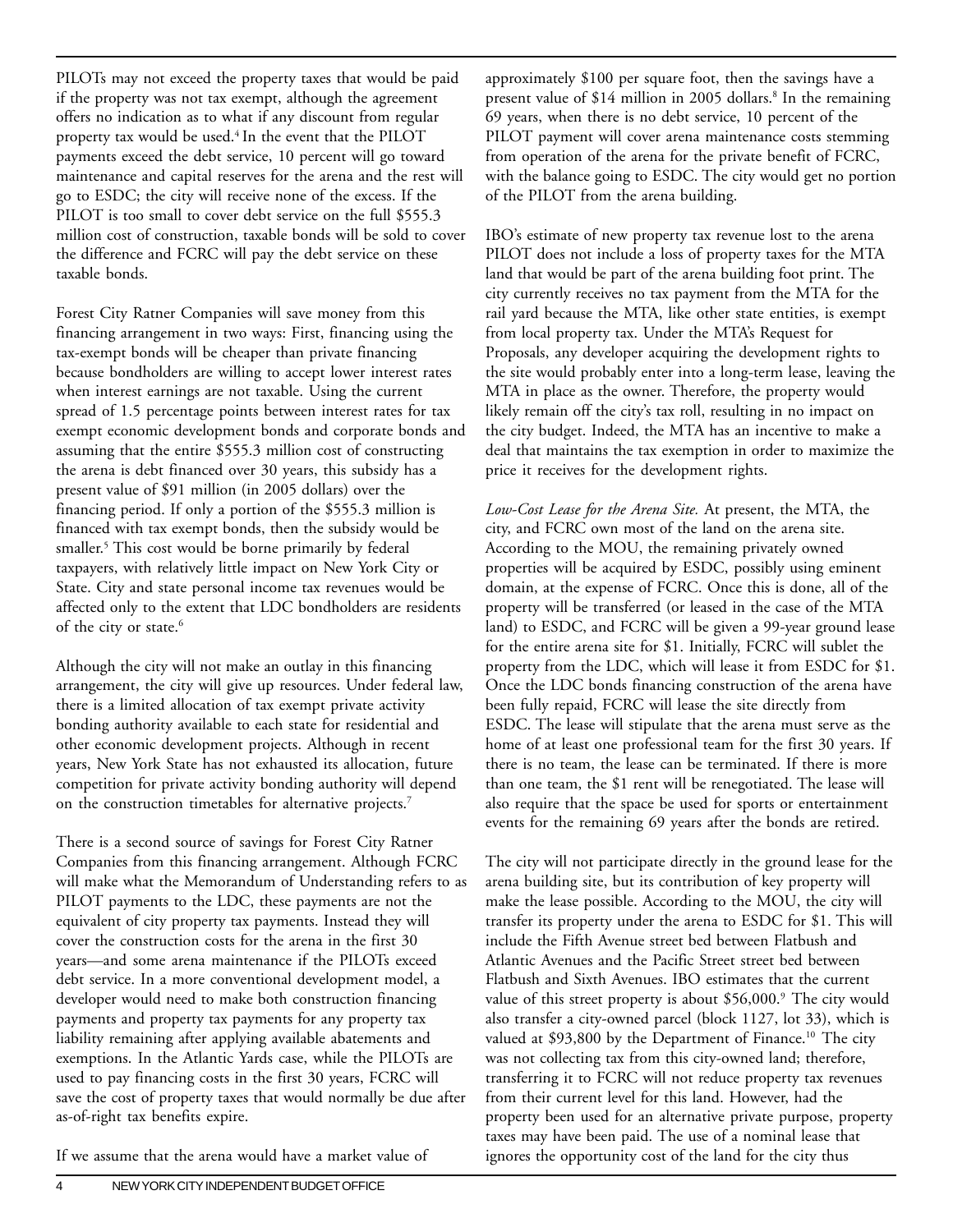PILOTs may not exceed the property taxes that would be paid if the property was not tax exempt, although the agreement offers no indication as to what if any discount from regular property tax would be used.[4] In the event that the PILOT payments exceed the debt service, 10 percent will go toward maintenance and capital reserves for the arena and the rest will go to ESDC; the city will receive none of the excess. If the PILOT is too small to cover debt service on the full $555.3 million cost of construction, taxable bonds will be sold to cover the difference and FCRC will pay the debt service on these taxable bonds.

Forest City Ratner Companies will save money from this financing arrangement in two ways: First, financing using the tax-exempt bonds will be cheaper than private financing because bondholders are willing to accept lower interest rates when interest earnings are not taxable. Using the current spread of 1.5 percentage points between interest rates for tax exempt economic development bonds and corporate bonds and assuming that the entire $555.3 million cost of constructing the arena is debt financed over 30 years, this subsidy has a present value of $91 million (in 2005 dollars) over the financing period. If only a portion of the $555.3 million is financed with tax exempt bonds, then the subsidy would be smaller.[5] This cost would be borne primarily by federal taxpayers, with relatively little impact on New York City or State. City and state personal income tax revenues would be affected only to the extent that LDC bondholders are residents of the city or state.[6]

Although the city will not make an outlay in this financing arrangement, the city will give up resources. Under federal law, there is a limited allocation of tax exempt private activity bonding authority available to each state for residential and other economic development projects. Although in recent years, New York State has not exhausted its allocation, future competition for private activity bonding authority will depend on the construction timetables for alternative projects.[7]

There is a second source of savings for Forest City Ratner Companies from this financing arrangement. Although FCRC will make what the Memorandum of Understanding refers to as PILOT payments to the LDC, these payments are not the equivalent of city property tax payments. Instead they will cover the construction costs for the arena in the first 30 years—and some arena maintenance if the PILOTs exceed debt service. In a more conventional development model, a developer would need to make both construction financing payments and property tax payments for any property tax liability remaining after applying available abatements and exemptions. In the Atlantic Yards case, while the PILOTs are used to pay financing costs in the first 30 years, FCRC will save the cost of property taxes that would normally be due after as-of-right tax benefits expire.

If we assume that the arena would have a market value of approximately $100 per square foot, then the savings have a present value of $14 million in 2005 dollars.[8] In the remaining 69 years, when there is no debt service, 10 percent of the PILOT payment will cover arena maintenance costs stemming from operation of the arena for the private benefit of FCRC, with the balance going to ESDC. The city would get no portion of the PILOT from the arena building.

IBO's estimate of new property tax revenue lost to the arena PILOT does not include a loss of property taxes for the MTA land that would be part of the arena building foot print. The city currently receives no tax payment from the MTA for the rail yard because the MTA, like other state entities, is exempt from local property tax. Under the MTA's Request for Proposals, any developer acquiring the development rights to the site would probably enter into a long-term lease, leaving the MTA in place as the owner. Therefore, the property would likely remain off the city's tax roll, resulting in no impact on the city budget. Indeed, the MTA has an incentive to make a deal that maintains the tax exemption in order to maximize the price it receives for the development rights.

*Low-Cost Lease for the Arena Site.* At present, the MTA, the city, and FCRC own most of the land on the arena site. According to the MOU, the remaining privately owned properties will be acquired by ESDC, possibly using eminent domain, at the expense of FCRC. Once this is done, all of the property will be transferred (or leased in the case of the MTA land) to ESDC, and FCRC will be given a 99-year ground lease for the entire arena site for $1. Initially, FCRC will sublet the property from the LDC, which will lease it from ESDC for $1. Once the LDC bonds financing construction of the arena have been fully repaid, FCRC will lease the site directly from ESDC. The lease will stipulate that the arena must serve as the home of at least one professional team for the first 30 years. If there is no team, the lease can be terminated. If there is more than one team, the $1 rent will be renegotiated. The lease will also require that the space be used for sports or entertainment events for the remaining 69 years after the bonds are retired.

The city will not participate directly in the ground lease for the arena building site, but its contribution of key property will make the lease possible. According to the MOU, the city will transfer its property under the arena to ESDC for $1. This will include the Fifth Avenue street bed between Flatbush and Atlantic Avenues and the Pacific Street street bed between Flatbush and Sixth Avenues. IBO estimates that the current value of this street property is about $56,000.[9] The city would also transfer a city-owned parcel (block 1127, lot 33), which is valued at $93,800 by the Department of Finance.[10] The city was not collecting tax from this city-owned land; therefore, transferring it to FCRC will not reduce property tax revenues from their current level for this land. However, had the property been used for an alternative private purpose, property taxes may have been paid. The use of a nominal lease that ignores the opportunity cost of the land for the city thus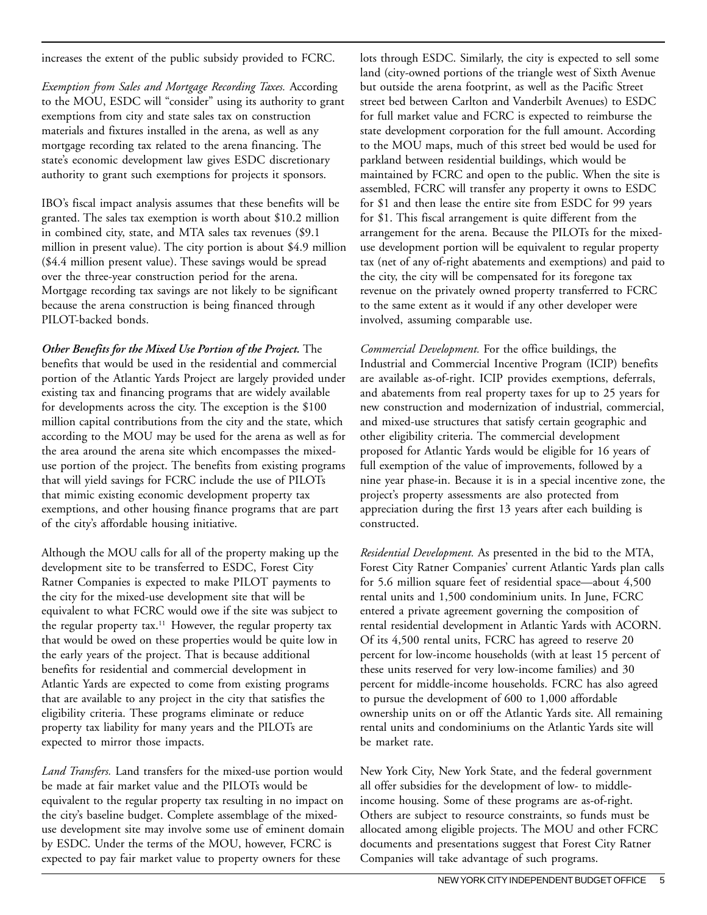increases the extent of the public subsidy provided to FCRC.

*Exemption from Sales and Mortgage Recording Taxes.* According to the MOU, ESDC will "consider" using its authority to grant exemptions from city and state sales tax on construction materials and fixtures installed in the arena, as well as any mortgage recording tax related to the arena financing. The state's economic development law gives ESDC discretionary authority to grant such exemptions for projects it sponsors.

IBO's fiscal impact analysis assumes that these benefits will be granted. The sales tax exemption is worth about $10.2 million in combined city, state, and MTA sales tax revenues ($9.1 million in present value). The city portion is about $4.9 million ($4.4 million present value). These savings would be spread over the three-year construction period for the arena. Mortgage recording tax savings are not likely to be significant because the arena construction is being financed through PILOT-backed bonds.

***Other Benefits for the Mixed Use Portion of the Project.*** The benefits that would be used in the residential and commercial portion of the Atlantic Yards Project are largely provided under existing tax and financing programs that are widely available for developments across the city. The exception is the $100 million capital contributions from the city and the state, which according to the MOU may be used for the arena as well as for the area around the arena site which encompasses the mixed-use portion of the project. The benefits from existing programs that will yield savings for FCRC include the use of PILOTs that mimic existing economic development property tax exemptions, and other housing finance programs that are part of the city's affordable housing initiative.

Although the MOU calls for all of the property making up the development site to be transferred to ESDC, Forest City Ratner Companies is expected to make PILOT payments to the city for the mixed-use development site that will be equivalent to what FCRC would owe if the site was subject to the regular property tax.[11] However, the regular property tax that would be owed on these properties would be quite low in the early years of the project. That is because additional benefits for residential and commercial development in Atlantic Yards are expected to come from existing programs that are available to any project in the city that satisfies the eligibility criteria. These programs eliminate or reduce property tax liability for many years and the PILOTs are expected to mirror those impacts.

*Land Transfers.* Land transfers for the mixed-use portion would be made at fair market value and the PILOTs would be equivalent to the regular property tax resulting in no impact on the city's baseline budget. Complete assemblage of the mixed-use development site may involve some use of eminent domain by ESDC. Under the terms of the MOU, however, FCRC is expected to pay fair market value to property owners for these lots through ESDC. Similarly, the city is expected to sell some land (city-owned portions of the triangle west of Sixth Avenue but outside the arena footprint, as well as the Pacific Street street bed between Carlton and Vanderbilt Avenues) to ESDC for full market value and FCRC is expected to reimburse the state development corporation for the full amount. According to the MOU maps, much of this street bed would be used for parkland between residential buildings, which would be maintained by FCRC and open to the public. When the site is assembled, FCRC will transfer any property it owns to ESDC for $1 and then lease the entire site from ESDC for 99 years for $1. This fiscal arrangement is quite different from the arrangement for the arena. Because the PILOTs for the mixed-use development portion will be equivalent to regular property tax (net of any of-right abatements and exemptions) and paid to the city, the city will be compensated for its foregone tax revenue on the privately owned property transferred to FCRC to the same extent as it would if any other developer were involved, assuming comparable use.

*Commercial Development.* For the office buildings, the Industrial and Commercial Incentive Program (ICIP) benefits are available as-of-right. ICIP provides exemptions, deferrals, and abatements from real property taxes for up to 25 years for new construction and modernization of industrial, commercial, and mixed-use structures that satisfy certain geographic and other eligibility criteria. The commercial development proposed for Atlantic Yards would be eligible for 16 years of full exemption of the value of improvements, followed by a nine year phase-in. Because it is in a special incentive zone, the project's property assessments are also protected from appreciation during the first 13 years after each building is constructed.

*Residential Development.* As presented in the bid to the MTA, Forest City Ratner Companies' current Atlantic Yards plan calls for 5.6 million square feet of residential space—about 4,500 rental units and 1,500 condominium units. In June, FCRC entered a private agreement governing the composition of rental residential development in Atlantic Yards with ACORN. Of its 4,500 rental units, FCRC has agreed to reserve 20 percent for low-income households (with at least 15 percent of these units reserved for very low-income families) and 30 percent for middle-income households. FCRC has also agreed to pursue the development of 600 to 1,000 affordable ownership units on or off the Atlantic Yards site. All remaining rental units and condominiums on the Atlantic Yards site will be market rate.

New York City, New York State, and the federal government all offer subsidies for the development of low- to middle-income housing. Some of these programs are as-of-right. Others are subject to resource constraints, so funds must be allocated among eligible projects. The MOU and other FCRC documents and presentations suggest that Forest City Ratner Companies will take advantage of such programs.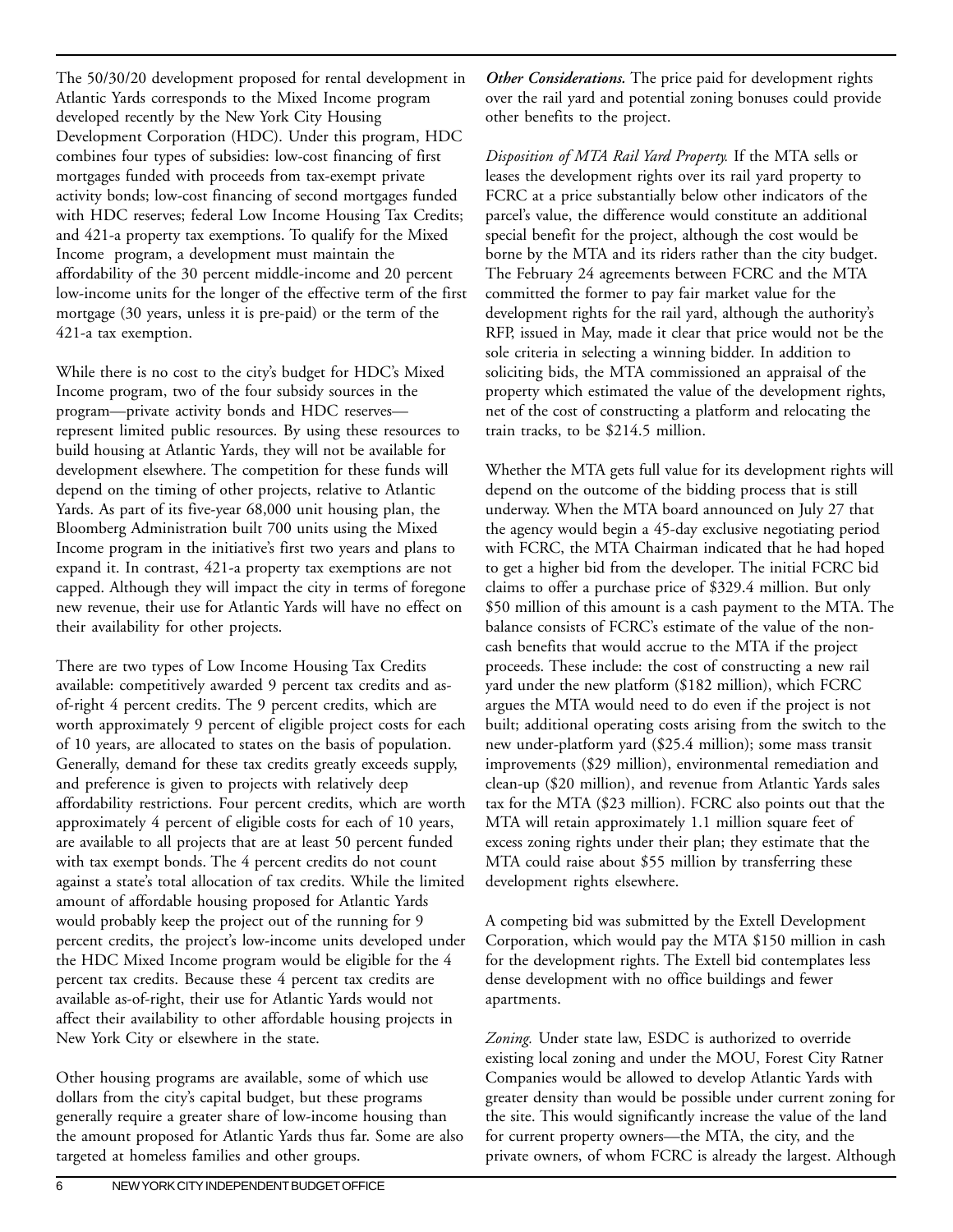The 50/30/20 development proposed for rental development in Atlantic Yards corresponds to the Mixed Income program developed recently by the New York City Housing Development Corporation (HDC). Under this program, HDC combines four types of subsidies: low-cost financing of first mortgages funded with proceeds from tax-exempt private activity bonds; low-cost financing of second mortgages funded with HDC reserves; federal Low Income Housing Tax Credits; and 421-a property tax exemptions. To qualify for the Mixed Income program, a development must maintain the affordability of the 30 percent middle-income and 20 percent low-income units for the longer of the effective term of the first mortgage (30 years, unless it is pre-paid) or the term of the 421-a tax exemption.

While there is no cost to the city's budget for HDC's Mixed Income program, two of the four subsidy sources in the program—private activity bonds and HDC reserves—represent limited public resources. By using these resources to build housing at Atlantic Yards, they will not be available for development elsewhere. The competition for these funds will depend on the timing of other projects, relative to Atlantic Yards. As part of its five-year 68,000 unit housing plan, the Bloomberg Administration built 700 units using the Mixed Income program in the initiative's first two years and plans to expand it. In contrast, 421-a property tax exemptions are not capped. Although they will impact the city in terms of foregone new revenue, their use for Atlantic Yards will have no effect on their availability for other projects.

There are two types of Low Income Housing Tax Credits available: competitively awarded 9 percent tax credits and as-of-right 4 percent credits. The 9 percent credits, which are worth approximately 9 percent of eligible project costs for each of 10 years, are allocated to states on the basis of population. Generally, demand for these tax credits greatly exceeds supply, and preference is given to projects with relatively deep affordability restrictions. Four percent credits, which are worth approximately 4 percent of eligible costs for each of 10 years, are available to all projects that are at least 50 percent funded with tax exempt bonds. The 4 percent credits do not count against a state's total allocation of tax credits. While the limited amount of affordable housing proposed for Atlantic Yards would probably keep the project out of the running for 9 percent credits, the project's low-income units developed under the HDC Mixed Income program would be eligible for the 4 percent tax credits. Because these 4 percent tax credits are available as-of-right, their use for Atlantic Yards would not affect their availability to other affordable housing projects in New York City or elsewhere in the state.

Other housing programs are available, some of which use dollars from the city's capital budget, but these programs generally require a greater share of low-income housing than the amount proposed for Atlantic Yards thus far. Some are also targeted at homeless families and other groups.

***Other Considerations.*** The price paid for development rights over the rail yard and potential zoning bonuses could provide other benefits to the project.

*Disposition of MTA Rail Yard Property.* If the MTA sells or leases the development rights over its rail yard property to FCRC at a price substantially below other indicators of the parcel's value, the difference would constitute an additional special benefit for the project, although the cost would be borne by the MTA and its riders rather than the city budget. The February 24 agreements between FCRC and the MTA committed the former to pay fair market value for the development rights for the rail yard, although the authority's RFP, issued in May, made it clear that price would not be the sole criteria in selecting a winning bidder. In addition to soliciting bids, the MTA commissioned an appraisal of the property which estimated the value of the development rights, net of the cost of constructing a platform and relocating the train tracks, to be $214.5 million.

Whether the MTA gets full value for its development rights will depend on the outcome of the bidding process that is still underway. When the MTA board announced on July 27 that the agency would begin a 45-day exclusive negotiating period with FCRC, the MTA Chairman indicated that he had hoped to get a higher bid from the developer. The initial FCRC bid claims to offer a purchase price of $329.4 million. But only $50 million of this amount is a cash payment to the MTA. The balance consists of FCRC's estimate of the value of the non-cash benefits that would accrue to the MTA if the project proceeds. These include: the cost of constructing a new rail yard under the new platform ($182 million), which FCRC argues the MTA would need to do even if the project is not built; additional operating costs arising from the switch to the new under-platform yard ($25.4 million); some mass transit improvements ($29 million), environmental remediation and clean-up ($20 million), and revenue from Atlantic Yards sales tax for the MTA ($23 million). FCRC also points out that the MTA will retain approximately 1.1 million square feet of excess zoning rights under their plan; they estimate that the MTA could raise about $55 million by transferring these development rights elsewhere.

A competing bid was submitted by the Extell Development Corporation, which would pay the MTA $150 million in cash for the development rights. The Extell bid contemplates less dense development with no office buildings and fewer apartments.

*Zoning.* Under state law, ESDC is authorized to override existing local zoning and under the MOU, Forest City Ratner Companies would be allowed to develop Atlantic Yards with greater density than would be possible under current zoning for the site. This would significantly increase the value of the land for current property owners—the MTA, the city, and the private owners, of whom FCRC is already the largest. Although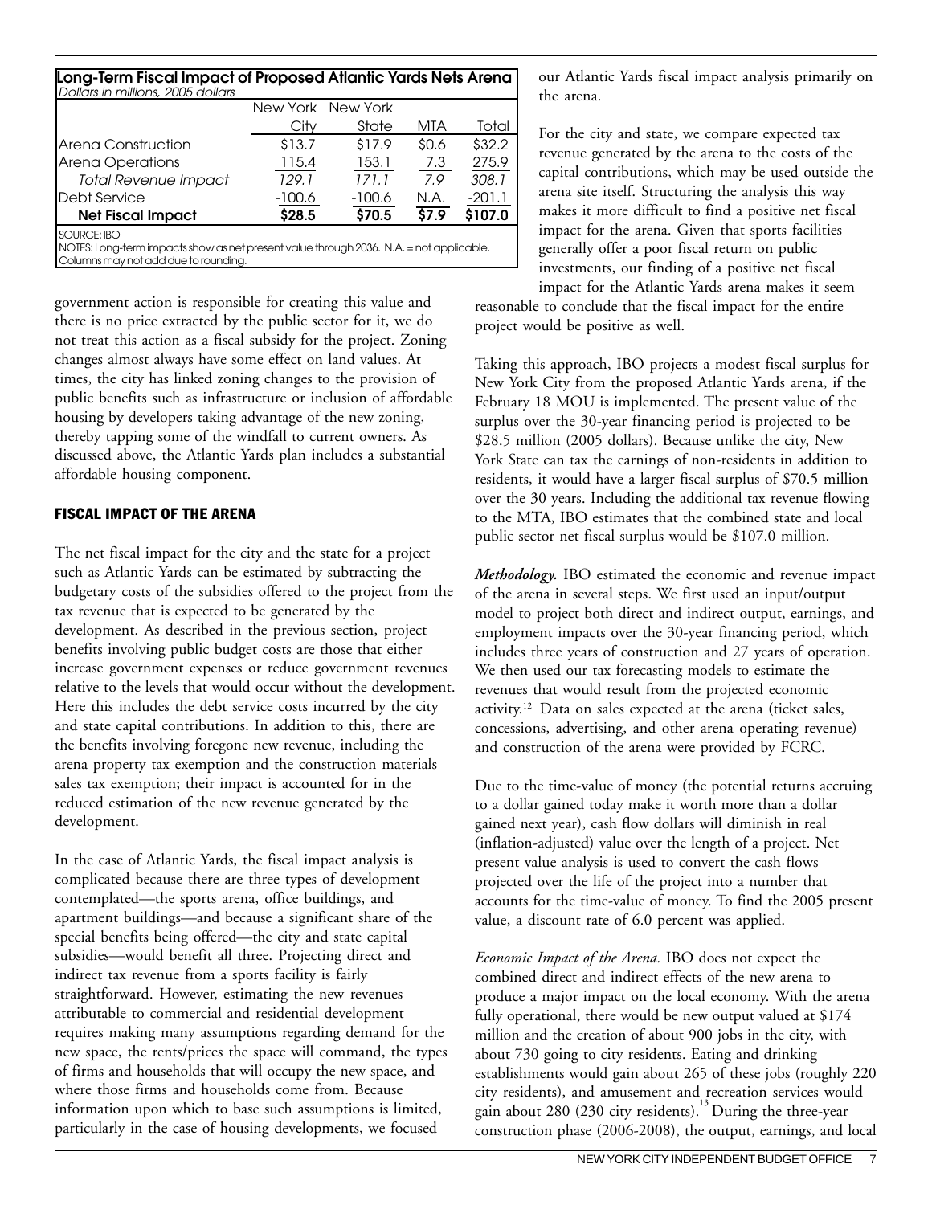**Long-Term Fiscal Impact of Proposed Atlantic Yards Nets Arena**
*Dollars in millions, 2005 dollars*

| | New York City | New York State | MTA | Total |
|---|---|---|---|---|
| Arena Construction | $13.7 | $17.9 | $0.6 | $32.2 |
| Arena Operations | 115.4 | 153.1 | 7.3 | 275.9 |
| *Total Revenue Impact* | *129.1* | *171.1* | *7.9* | *308.1* |
| Debt Service | -100.6 | -100.6 | N.A. | -201.1 |
| **Net Fiscal Impact** | **$28.5** | **$70.5** | **$7.9** | **$107.0** |

SOURCE: IBO
NOTES: Long-term impacts show as net present value through 2036. N.A. = not applicable. Columns may not add due to rounding.

government action is responsible for creating this value and there is no price extracted by the public sector for it, we do not treat this action as a fiscal subsidy for the project. Zoning changes almost always have some effect on land values. At times, the city has linked zoning changes to the provision of public benefits such as infrastructure or inclusion of affordable housing by developers taking advantage of the new zoning, thereby tapping some of the windfall to current owners. As discussed above, the Atlantic Yards plan includes a substantial affordable housing component.

## FISCAL IMPACT OF THE ARENA

The net fiscal impact for the city and the state for a project such as Atlantic Yards can be estimated by subtracting the budgetary costs of the subsidies offered to the project from the tax revenue that is expected to be generated by the development. As described in the previous section, project benefits involving public budget costs are those that either increase government expenses or reduce government revenues relative to the levels that would occur without the development. Here this includes the debt service costs incurred by the city and state capital contributions. In addition to this, there are the benefits involving foregone new revenue, including the arena property tax exemption and the construction materials sales tax exemption; their impact is accounted for in the reduced estimation of the new revenue generated by the development.

In the case of Atlantic Yards, the fiscal impact analysis is complicated because there are three types of development contemplated—the sports arena, office buildings, and apartment buildings—and because a significant share of the special benefits being offered—the city and state capital subsidies—would benefit all three. Projecting direct and indirect tax revenue from a sports facility is fairly straightforward. However, estimating the new revenues attributable to commercial and residential development requires making many assumptions regarding demand for the new space, the rents/prices the space will command, the types of firms and households that will occupy the new space, and where those firms and households come from. Because information upon which to base such assumptions is limited, particularly in the case of housing developments, we focused our Atlantic Yards fiscal impact analysis primarily on the arena.

For the city and state, we compare expected tax revenue generated by the arena to the costs of the capital contributions, which may be used outside the arena site itself. Structuring the analysis this way makes it more difficult to find a positive net fiscal impact for the arena. Given that sports facilities generally offer a poor fiscal return on public investments, our finding of a positive net fiscal impact for the Atlantic Yards arena makes it seem reasonable to conclude that the fiscal impact for the entire project would be positive as well.

Taking this approach, IBO projects a modest fiscal surplus for New York City from the proposed Atlantic Yards arena, if the February 18 MOU is implemented. The present value of the surplus over the 30-year financing period is projected to be $28.5 million (2005 dollars). Because unlike the city, New York State can tax the earnings of non-residents in addition to residents, it would have a larger fiscal surplus of $70.5 million over the 30 years. Including the additional tax revenue flowing to the MTA, IBO estimates that the combined state and local public sector net fiscal surplus would be $107.0 million.

***Methodology.*** IBO estimated the economic and revenue impact of the arena in several steps. We first used an input/output model to project both direct and indirect output, earnings, and employment impacts over the 30-year financing period, which includes three years of construction and 27 years of operation. We then used our tax forecasting models to estimate the revenues that would result from the projected economic activity.[12] Data on sales expected at the arena (ticket sales, concessions, advertising, and other arena operating revenue) and construction of the arena were provided by FCRC.

Due to the time-value of money (the potential returns accruing to a dollar gained today make it worth more than a dollar gained next year), cash flow dollars will diminish in real (inflation-adjusted) value over the length of a project. Net present value analysis is used to convert the cash flows projected over the life of the project into a number that accounts for the time-value of money. To find the 2005 present value, a discount rate of 6.0 percent was applied.

*Economic Impact of the Arena.* IBO does not expect the combined direct and indirect effects of the new arena to produce a major impact on the local economy. With the arena fully operational, there would be new output valued at $174 million and the creation of about 900 jobs in the city, with about 730 going to city residents. Eating and drinking establishments would gain about 265 of these jobs (roughly 220 city residents), and amusement and recreation services would gain about 280 (230 city residents).[13] During the three-year construction phase (2006-2008), the output, earnings, and local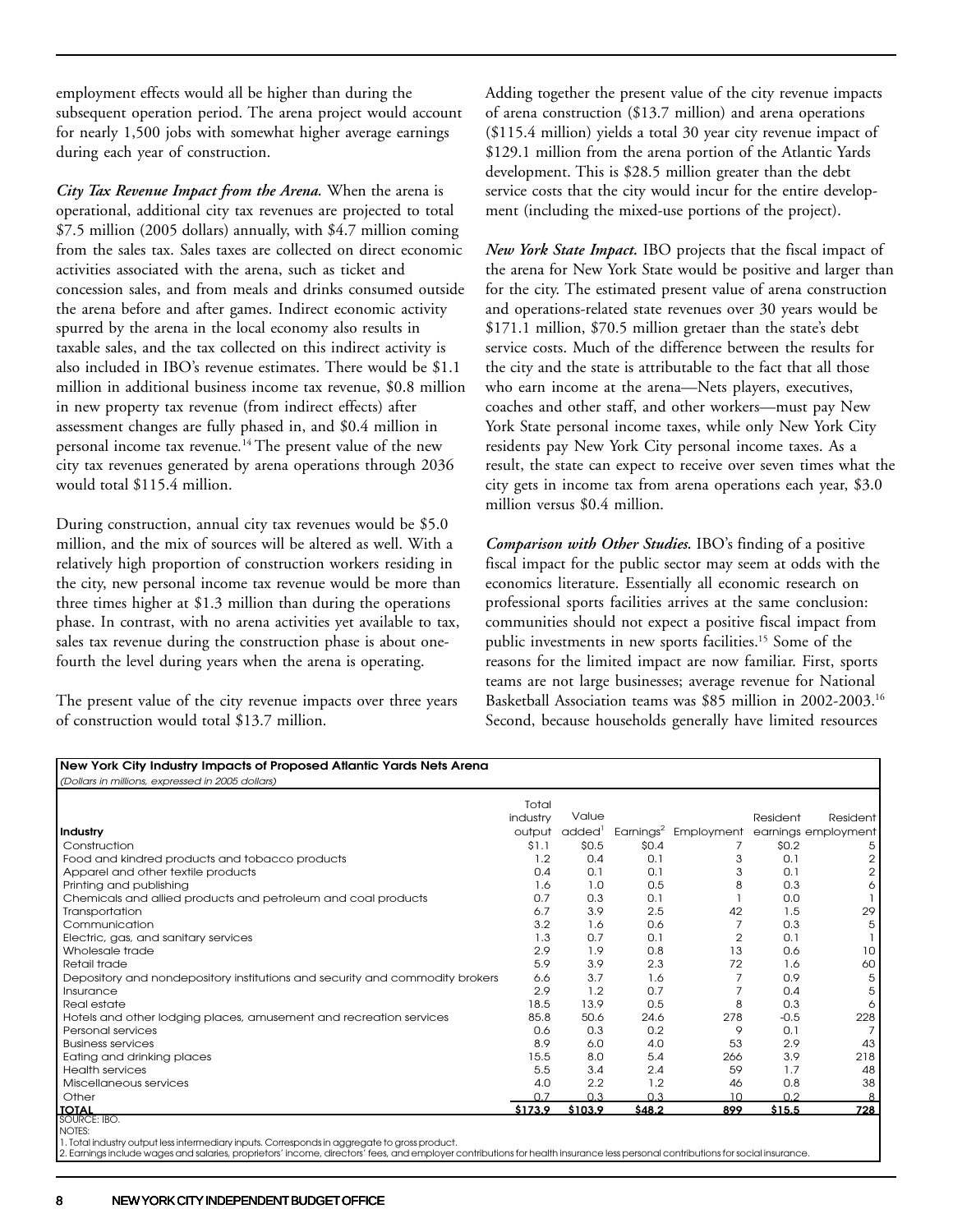employment effects would all be higher than during the subsequent operation period. The arena project would account for nearly 1,500 jobs with somewhat higher average earnings during each year of construction.

***City Tax Revenue Impact from the Arena.*** When the arena is operational, additional city tax revenues are projected to total $7.5 million (2005 dollars) annually, with $4.7 million coming from the sales tax. Sales taxes are collected on direct economic activities associated with the arena, such as ticket and concession sales, and from meals and drinks consumed outside the arena before and after games. Indirect economic activity spurred by the arena in the local economy also results in taxable sales, and the tax collected on this indirect activity is also included in IBO's revenue estimates. There would be $1.1 million in additional business income tax revenue, $0.8 million in new property tax revenue (from indirect effects) after assessment changes are fully phased in, and $0.4 million in personal income tax revenue.[14] The present value of the new city tax revenues generated by arena operations through 2036 would total $115.4 million.

During construction, annual city tax revenues would be $5.0 million, and the mix of sources will be altered as well. With a relatively high proportion of construction workers residing in the city, new personal income tax revenue would be more than three times higher at $1.3 million than during the operations phase. In contrast, with no arena activities yet available to tax, sales tax revenue during the construction phase is about one-fourth the level during years when the arena is operating.

The present value of the city revenue impacts over three years of construction would total $13.7 million.

Adding together the present value of the city revenue impacts of arena construction ($13.7 million) and arena operations ($115.4 million) yields a total 30 year city revenue impact of $129.1 million from the arena portion of the Atlantic Yards development. This is $28.5 million greater than the debt service costs that the city would incur for the entire development (including the mixed-use portions of the project).

***New York State Impact.*** IBO projects that the fiscal impact of the arena for New York State would be positive and larger than for the city. The estimated present value of arena construction and operations-related state revenues over 30 years would be $171.1 million, $70.5 million gretaer than the state's debt service costs. Much of the difference between the results for the city and the state is attributable to the fact that all those who earn income at the arena—Nets players, executives, coaches and other staff, and other workers—must pay New York State personal income taxes, while only New York City residents pay New York City personal income taxes. As a result, the state can expect to receive over seven times what the city gets in income tax from arena operations each year, $3.0 million versus $0.4 million.

***Comparison with Other Studies.*** IBO's finding of a positive fiscal impact for the public sector may seem at odds with the economics literature. Essentially all economic research on professional sports facilities arrives at the same conclusion: communities should not expect a positive fiscal impact from public investments in new sports facilities.[15] Some of the reasons for the limited impact are now familiar. First, sports teams are not large businesses; average revenue for National Basketball Association teams was $85 million in 2002-2003.[16] Second, because households generally have limited resources

**New York City Industry Impacts of Proposed Atlantic Yards Nets Arena**
*(Dollars in millions, expressed in 2005 dollars)*

| Industry | Total industry output | Value added[1] | Earnings[2] | Employment | Resident earnings | Resident employment |
|---|---|---|---|---|---|---|
| Construction | $1.1 | $0.5 | $0.4 | 7 | $0.2 | 5 |
| Food and kindred products and tobacco products | 1.2 | 0.4 | 0.1 | 3 | 0.1 | 2 |
| Apparel and other textile products | 0.4 | 0.1 | 0.1 | 3 | 0.1 | 2 |
| Printing and publishing | 1.6 | 1.0 | 0.5 | 8 | 0.3 | 6 |
| Chemicals and allied products and petroleum and coal products | 0.7 | 0.3 | 0.1 | 1 | 0.0 | 1 |
| Transportation | 6.7 | 3.9 | 2.5 | 42 | 1.5 | 29 |
| Communication | 3.2 | 1.6 | 0.6 | 7 | 0.3 | 5 |
| Electric, gas, and sanitary services | 1.3 | 0.7 | 0.1 | 2 | 0.1 | 1 |
| Wholesale trade | 2.9 | 1.9 | 0.8 | 13 | 0.6 | 10 |
| Retail trade | 5.9 | 3.9 | 2.3 | 72 | 1.6 | 60 |
| Depository and nondepository institutions and security and commodity brokers | 6.6 | 3.7 | 1.6 | 7 | 0.9 | 5 |
| Insurance | 2.9 | 1.2 | 0.7 | 7 | 0.4 | 5 |
| Real estate | 18.5 | 13.9 | 0.5 | 8 | 0.3 | 6 |
| Hotels and other lodging places, amusement and recreation services | 85.8 | 50.6 | 24.6 | 278 | -0.5 | 228 |
| Personal services | 0.6 | 0.3 | 0.2 | 9 | 0.1 | 7 |
| Business services | 8.9 | 6.0 | 4.0 | 53 | 2.9 | 43 |
| Eating and drinking places | 15.5 | 8.0 | 5.4 | 266 | 3.9 | 218 |
| Health services | 5.5 | 3.4 | 2.4 | 59 | 1.7 | 48 |
| Miscellaneous services | 4.0 | 2.2 | 1.2 | 46 | 0.8 | 38 |
| Other | 0.7 | 0.3 | 0.3 | 10 | 0.2 | 8 |
| **TOTAL** | **$173.9** | **$103.9** | **$48.2** | **899** | **$15.5** | **728** |

SOURCE: IBO.

NOTES:
1. Total industry output less intermediary inputs. Corresponds in aggregate to gross product.
2. Earnings include wages and salaries, proprietors' income, directors' fees, and employer contributions for health insurance less personal contributions for social insurance.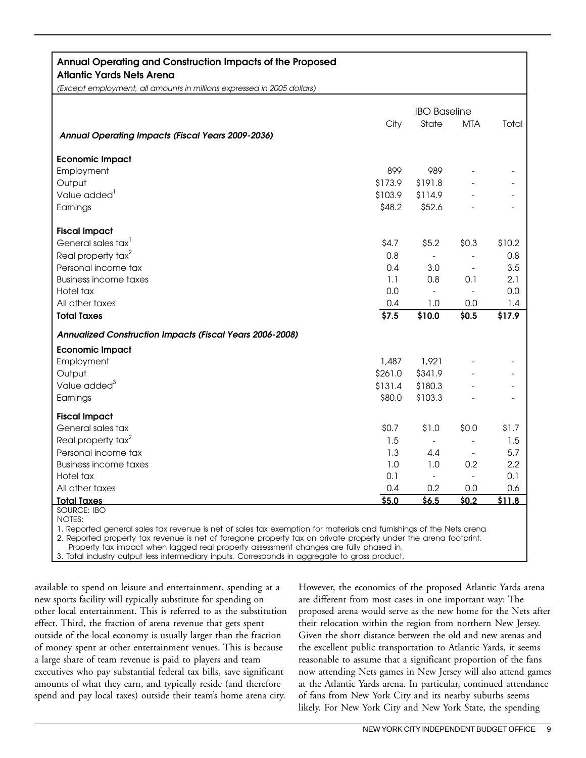**Annual Operating and Construction Impacts of the Proposed Atlantic Yards Nets Arena**

*(Except employment, all amounts in millions expressed in 2005 dollars)*

| | IBO Baseline | | | |
|---|---|---|---|---|
| | City | State | MTA | Total |
| ***Annual Operating Impacts (Fiscal Years 2009-2036)*** | | | | |
| **Economic Impact** | | | | |
| Employment | 899 | 989 | - | - |
| Output | $173.9 | $191.8 | - | - |
| Value added[1] | $103.9 | $114.9 | - | - |
| Earnings | $48.2 | $52.6 | - | - |
| **Fiscal Impact** | | | | |
| General sales tax[1] | $4.7 | $5.2 | $0.3 | $10.2 |
| Real property tax[2] | 0.8 | - | - | 0.8 |
| Personal income tax | 0.4 | 3.0 | - | 3.5 |
| Business income taxes | 1.1 | 0.8 | 0.1 | 2.1 |
| Hotel tax | 0.0 | - | - | 0.0 |
| All other taxes | 0.4 | 1.0 | 0.0 | 1.4 |
| **Total Taxes** | **$7.5** | **$10.0** | **$0.5** | **$17.9** |
| ***Annualized Construction Impacts (Fiscal Years 2006-2008)*** | | | | |
| **Economic Impact** | | | | |
| Employment | 1,487 | 1,921 | - | - |
| Output | $261.0 | $341.9 | - | - |
| Value added[3] | $131.4 | $180.3 | - | - |
| Earnings | $80.0 | $103.3 | - | - |
| **Fiscal Impact** | | | | |
| General sales tax | $0.7 | $1.0 | $0.0 | $1.7 |
| Real property tax[2] | 1.5 | - | - | 1.5 |
| Personal income tax | 1.3 | 4.4 | - | 5.7 |
| Business income taxes | 1.0 | 1.0 | 0.2 | 2.2 |
| Hotel tax | 0.1 | - | - | 0.1 |
| All other taxes | 0.4 | 0.2 | 0.0 | 0.6 |
| **Total Taxes** | **$5.0** | **$6.5** | **$0.2** | **$11.8** |

SOURCE: IBO

NOTES:

1. Reported general sales tax revenue is net of sales tax exemption for materials and furnishings of the Nets arena
2. Reported property tax revenue is net of foregone property tax on private property under the arena footprint. Property tax impact when lagged real property assessment changes are fully phased in.
3. Total industry output less intermediary inputs. Corresponds in aggregate to gross product.

available to spend on leisure and entertainment, spending at a new sports facility will typically substitute for spending on other local entertainment. This is referred to as the substitution effect. Third, the fraction of arena revenue that gets spent outside of the local economy is usually larger than the fraction of money spent at other entertainment venues. This is because a large share of team revenue is paid to players and team executives who pay substantial federal tax bills, save significant amounts of what they earn, and typically reside (and therefore spend and pay local taxes) outside their team's home arena city.

However, the economics of the proposed Atlantic Yards arena are different from most cases in one important way: The proposed arena would serve as the new home for the Nets after their relocation within the region from northern New Jersey. Given the short distance between the old and new arenas and the excellent public transportation to Atlantic Yards, it seems reasonable to assume that a significant proportion of the fans now attending Nets games in New Jersey will also attend games at the Atlantic Yards arena. In particular, continued attendance of fans from New York City and its nearby suburbs seems likely. For New York City and New York State, the spending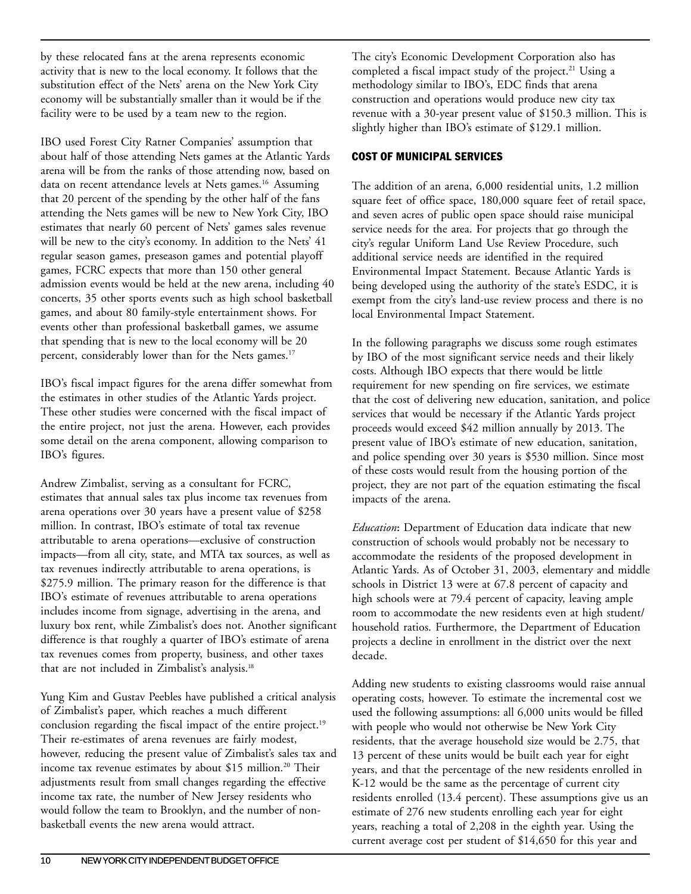by these relocated fans at the arena represents economic activity that is new to the local economy. It follows that the substitution effect of the Nets' arena on the New York City economy will be substantially smaller than it would be if the facility were to be used by a team new to the region.

IBO used Forest City Ratner Companies' assumption that about half of those attending Nets games at the Atlantic Yards arena will be from the ranks of those attending now, based on data on recent attendance levels at Nets games.[16] Assuming that 20 percent of the spending by the other half of the fans attending the Nets games will be new to New York City, IBO estimates that nearly 60 percent of Nets' games sales revenue will be new to the city's economy. In addition to the Nets' 41 regular season games, preseason games and potential playoff games, FCRC expects that more than 150 other general admission events would be held at the new arena, including 40 concerts, 35 other sports events such as high school basketball games, and about 80 family-style entertainment shows. For events other than professional basketball games, we assume that spending that is new to the local economy will be 20 percent, considerably lower than for the Nets games.[17]

IBO's fiscal impact figures for the arena differ somewhat from the estimates in other studies of the Atlantic Yards project. These other studies were concerned with the fiscal impact of the entire project, not just the arena. However, each provides some detail on the arena component, allowing comparison to IBO's figures.

Andrew Zimbalist, serving as a consultant for FCRC, estimates that annual sales tax plus income tax revenues from arena operations over 30 years have a present value of $258 million. In contrast, IBO's estimate of total tax revenue attributable to arena operations—exclusive of construction impacts—from all city, state, and MTA tax sources, as well as tax revenues indirectly attributable to arena operations, is $275.9 million. The primary reason for the difference is that IBO's estimate of revenues attributable to arena operations includes income from signage, advertising in the arena, and luxury box rent, while Zimbalist's does not. Another significant difference is that roughly a quarter of IBO's estimate of arena tax revenues comes from property, business, and other taxes that are not included in Zimbalist's analysis.[18]

Yung Kim and Gustav Peebles have published a critical analysis of Zimbalist's paper, which reaches a much different conclusion regarding the fiscal impact of the entire project.[19] Their re-estimates of arena revenues are fairly modest, however, reducing the present value of Zimbalist's sales tax and income tax revenue estimates by about $15 million.[20] Their adjustments result from small changes regarding the effective income tax rate, the number of New Jersey residents who would follow the team to Brooklyn, and the number of non-basketball events the new arena would attract.

The city's Economic Development Corporation also has completed a fiscal impact study of the project.[21] Using a methodology similar to IBO's, EDC finds that arena construction and operations would produce new city tax revenue with a 30-year present value of $150.3 million. This is slightly higher than IBO's estimate of $129.1 million.

## COST OF MUNICIPAL SERVICES

The addition of an arena, 6,000 residential units, 1.2 million square feet of office space, 180,000 square feet of retail space, and seven acres of public open space should raise municipal service needs for the area. For projects that go through the city's regular Uniform Land Use Review Procedure, such additional service needs are identified in the required Environmental Impact Statement. Because Atlantic Yards is being developed using the authority of the state's ESDC, it is exempt from the city's land-use review process and there is no local Environmental Impact Statement.

In the following paragraphs we discuss some rough estimates by IBO of the most significant service needs and their likely costs. Although IBO expects that there would be little requirement for new spending on fire services, we estimate that the cost of delivering new education, sanitation, and police services that would be necessary if the Atlantic Yards project proceeds would exceed $42 million annually by 2013. The present value of IBO's estimate of new education, sanitation, and police spending over 30 years is $530 million. Since most of these costs would result from the housing portion of the project, they are not part of the equation estimating the fiscal impacts of the arena.

*Education*: Department of Education data indicate that new construction of schools would probably not be necessary to accommodate the residents of the proposed development in Atlantic Yards. As of October 31, 2003, elementary and middle schools in District 13 were at 67.8 percent of capacity and high schools were at 79.4 percent of capacity, leaving ample room to accommodate the new residents even at high student/household ratios. Furthermore, the Department of Education projects a decline in enrollment in the district over the next decade.

Adding new students to existing classrooms would raise annual operating costs, however. To estimate the incremental cost we used the following assumptions: all 6,000 units would be filled with people who would not otherwise be New York City residents, that the average household size would be 2.75, that 13 percent of these units would be built each year for eight years, and that the percentage of the new residents enrolled in K-12 would be the same as the percentage of current city residents enrolled (13.4 percent). These assumptions give us an estimate of 276 new students enrolling each year for eight years, reaching a total of 2,208 in the eighth year. Using the current average cost per student of $14,650 for this year and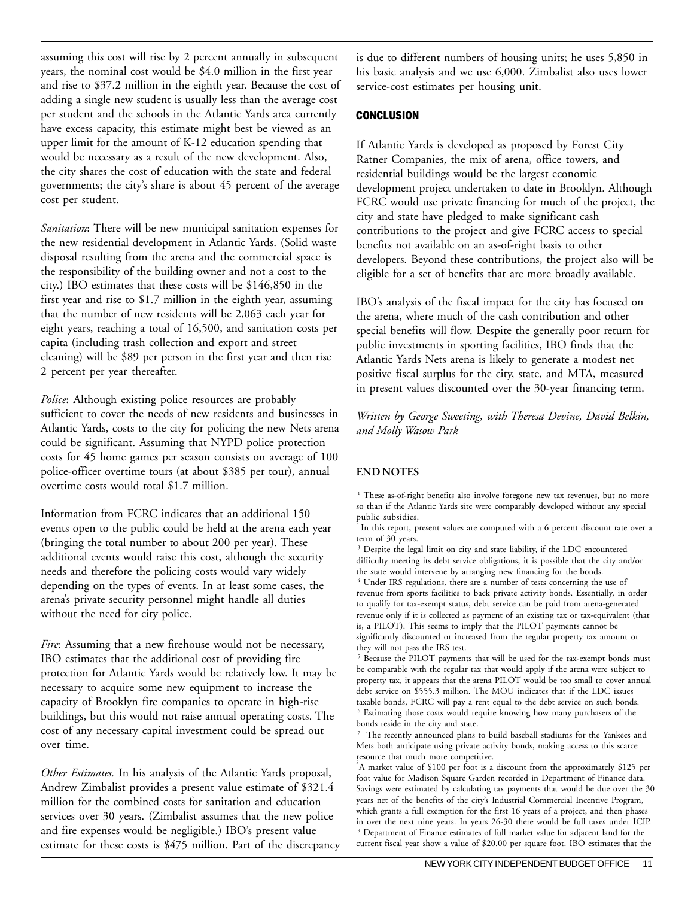assuming this cost will rise by 2 percent annually in subsequent years, the nominal cost would be $4.0 million in the first year and rise to $37.2 million in the eighth year. Because the cost of adding a single new student is usually less than the average cost per student and the schools in the Atlantic Yards area currently have excess capacity, this estimate might best be viewed as an upper limit for the amount of K-12 education spending that would be necessary as a result of the new development. Also, the city shares the cost of education with the state and federal governments; the city's share is about 45 percent of the average cost per student.

*Sanitation*: There will be new municipal sanitation expenses for the new residential development in Atlantic Yards. (Solid waste disposal resulting from the arena and the commercial space is the responsibility of the building owner and not a cost to the city.) IBO estimates that these costs will be $146,850 in the first year and rise to $1.7 million in the eighth year, assuming that the number of new residents will be 2,063 each year for eight years, reaching a total of 16,500, and sanitation costs per capita (including trash collection and export and street cleaning) will be $89 per person in the first year and then rise 2 percent per year thereafter.

*Police*: Although existing police resources are probably sufficient to cover the needs of new residents and businesses in Atlantic Yards, costs to the city for policing the new Nets arena could be significant. Assuming that NYPD police protection costs for 45 home games per season consists on average of 100 police-officer overtime tours (at about $385 per tour), annual overtime costs would total $1.7 million.

Information from FCRC indicates that an additional 150 events open to the public could be held at the arena each year (bringing the total number to about 200 per year). These additional events would raise this cost, although the security needs and therefore the policing costs would vary widely depending on the types of events. In at least some cases, the arena's private security personnel might handle all duties without the need for city police.

*Fire*: Assuming that a new firehouse would not be necessary, IBO estimates that the additional cost of providing fire protection for Atlantic Yards would be relatively low. It may be necessary to acquire some new equipment to increase the capacity of Brooklyn fire companies to operate in high-rise buildings, but this would not raise annual operating costs. The cost of any necessary capital investment could be spread out over time.

*Other Estimates.* In his analysis of the Atlantic Yards proposal, Andrew Zimbalist provides a present value estimate of $321.4 million for the combined costs for sanitation and education services over 30 years. (Zimbalist assumes that the new police and fire expenses would be negligible.) IBO's present value estimate for these costs is $475 million. Part of the discrepancy is due to different numbers of housing units; he uses 5,850 in his basic analysis and we use 6,000. Zimbalist also uses lower service-cost estimates per housing unit.

## CONCLUSION

If Atlantic Yards is developed as proposed by Forest City Ratner Companies, the mix of arena, office towers, and residential buildings would be the largest economic development project undertaken to date in Brooklyn. Although FCRC would use private financing for much of the project, the city and state have pledged to make significant cash contributions to the project and give FCRC access to special benefits not available on an as-of-right basis to other developers. Beyond these contributions, the project also will be eligible for a set of benefits that are more broadly available.

IBO's analysis of the fiscal impact for the city has focused on the arena, where much of the cash contribution and other special benefits will flow. Despite the generally poor return for public investments in sporting facilities, IBO finds that the Atlantic Yards Nets arena is likely to generate a modest net positive fiscal surplus for the city, state, and MTA, measured in present values discounted over the 30-year financing term.

*Written by George Sweeting, with Theresa Devine, David Belkin, and Molly Wasow Park*

## END NOTES

[1] These as-of-right benefits also involve foregone new tax revenues, but no more so than if the Atlantic Yards site were comparably developed without any special public subsidies.

[2] In this report, present values are computed with a 6 percent discount rate over a term of 30 years.

[3] Despite the legal limit on city and state liability, if the LDC encountered difficulty meeting its debt service obligations, it is possible that the city and/or the state would intervene by arranging new financing for the bonds.

[4] Under IRS regulations, there are a number of tests concerning the use of revenue from sports facilities to back private activity bonds. Essentially, in order to qualify for tax-exempt status, debt service can be paid from arena-generated revenue only if it is collected as payment of an existing tax or tax-equivalent (that is, a PILOT). This seems to imply that the PILOT payments cannot be significantly discounted or increased from the regular property tax amount or they will not pass the IRS test.

[5] Because the PILOT payments that will be used for the tax-exempt bonds must be comparable with the regular tax that would apply if the arena were subject to property tax, it appears that the arena PILOT would be too small to cover annual debt service on $555.3 million. The MOU indicates that if the LDC issues taxable bonds, FCRC will pay a rent equal to the debt service on such bonds.

[6] Estimating those costs would require knowing how many purchasers of the bonds reside in the city and state.

[7] The recently announced plans to build baseball stadiums for the Yankees and Mets both anticipate using private activity bonds, making access to this scarce resource that much more competitive.

[8] A market value of $100 per foot is a discount from the approximately $125 per foot value for Madison Square Garden recorded in Department of Finance data. Savings were estimated by calculating tax payments that would be due over the 30 years net of the benefits of the city's Industrial Commercial Incentive Program, which grants a full exemption for the first 16 years of a project, and then phases in over the next nine years. In years 26-30 there would be full taxes under ICIP.

[9] Department of Finance estimates of full market value for adjacent land for the current fiscal year show a value of $20.00 per square foot. IBO estimates that the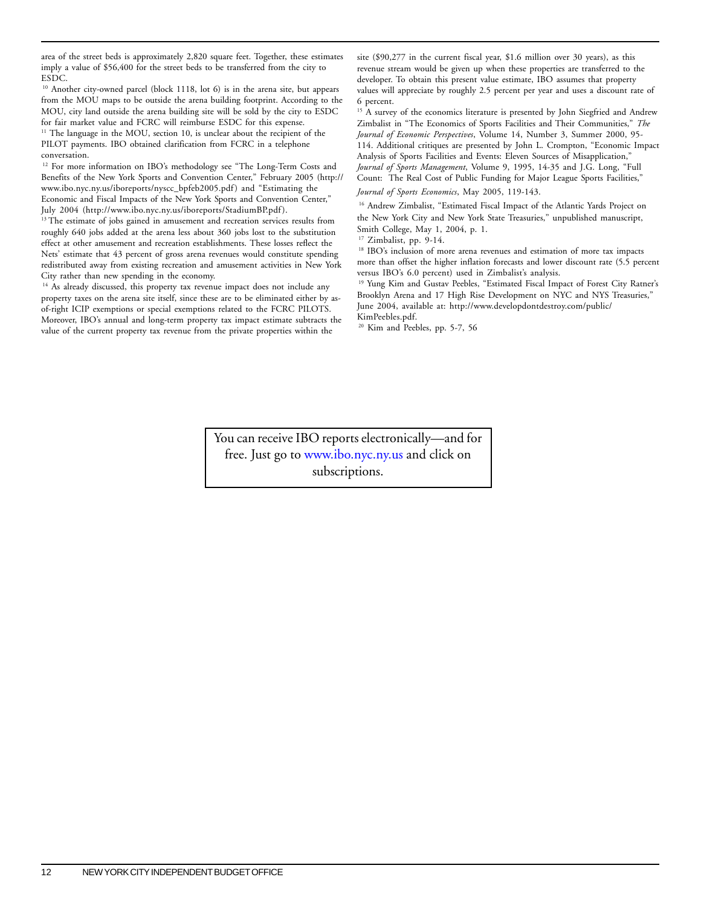area of the street beds is approximately 2,820 square feet. Together, these estimates imply a value of $56,400 for the street beds to be transferred from the city to ESDC.

[10] Another city-owned parcel (block 1118, lot 6) is in the arena site, but appears from the MOU maps to be outside the arena building footprint. According to the MOU, city land outside the arena building site will be sold by the city to ESDC for fair market value and FCRC will reimburse ESDC for this expense.

[11] The language in the MOU, section 10, is unclear about the recipient of the PILOT payments. IBO obtained clarification from FCRC in a telephone conversation.

[12] For more information on IBO's methodology see "The Long-Term Costs and Benefits of the New York Sports and Convention Center," February 2005 (http://www.ibo.nyc.ny.us/iboreports/nyscc_bpfeb2005.pdf) and "Estimating the Economic and Fiscal Impacts of the New York Sports and Convention Center," July 2004 (http://www.ibo.nyc.ny.us/iboreports/StadiumBP.pdf).

[13] The estimate of jobs gained in amusement and recreation services results from roughly 640 jobs added at the arena less about 360 jobs lost to the substitution effect at other amusement and recreation establishments. These losses reflect the Nets' estimate that 43 percent of gross arena revenues would constitute spending redistributed away from existing recreation and amusement activities in New York City rather than new spending in the economy.

[14] As already discussed, this property tax revenue impact does not include any property taxes on the arena site itself, since these are to be eliminated either by as-of-right ICIP exemptions or special exemptions related to the FCRC PILOTS. Moreover, IBO's annual and long-term property tax impact estimate subtracts the value of the current property tax revenue from the private properties within the site ($90,277 in the current fiscal year, $1.6 million over 30 years), as this revenue stream would be given up when these properties are transferred to the developer. To obtain this present value estimate, IBO assumes that property values will appreciate by roughly 2.5 percent per year and uses a discount rate of 6 percent.

[15] A survey of the economics literature is presented by John Siegfried and Andrew Zimbalist in "The Economics of Sports Facilities and Their Communities," *The Journal of Economic Perspectives*, Volume 14, Number 3, Summer 2000, 95-114. Additional critiques are presented by John L. Crompton, "Economic Impact Analysis of Sports Facilities and Events: Eleven Sources of Misapplication," *Journal of Sports Management*, Volume 9, 1995, 14-35 and J.G. Long, "Full Count: The Real Cost of Public Funding for Major League Sports Facilities," *Journal of Sports Economics*, May 2005, 119-143.

[16] Andrew Zimbalist, "Estimated Fiscal Impact of the Atlantic Yards Project on the New York City and New York State Treasuries," unpublished manuscript, Smith College, May 1, 2004, p. 1.

[17] Zimbalist, pp. 9-14.

[18] IBO's inclusion of more arena revenues and estimation of more tax impacts more than offset the higher inflation forecasts and lower discount rate (5.5 percent versus IBO's 6.0 percent) used in Zimbalist's analysis.

[19] Yung Kim and Gustav Peebles, "Estimated Fiscal Impact of Forest City Ratner's Brooklyn Arena and 17 High Rise Development on NYC and NYS Treasuries," June 2004, available at: http://www.developdontdestroy.com/public/KimPeebles.pdf.

[20] Kim and Peebles, pp. 5-7, 56

You can receive IBO reports electronically—and for free. Just go to www.ibo.nyc.ny.us and click on subscriptions.